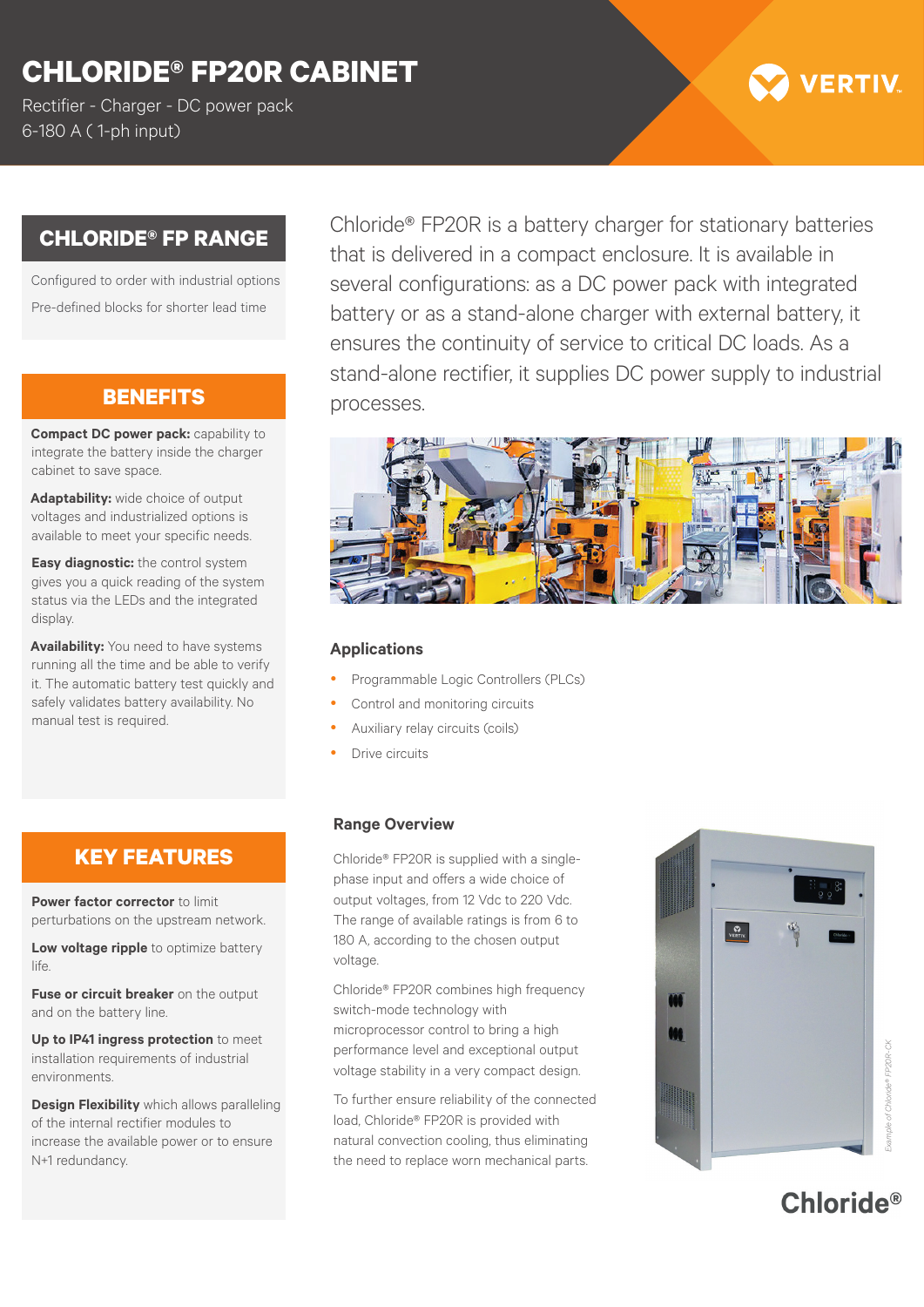# CHLORIDE® FP20R CABINET

Rectifier - Charger - DC power pack
6-180 A ( 1-ph input)

## CHLORIDE® FP RANGE

Configured to order with industrial options

Pre-defined blocks for shorter lead time

## BENEFITS

**Compact DC power pack:** capability to integrate the battery inside the charger cabinet to save space.

**Adaptability:** wide choice of output voltages and industrialized options is available to meet your specific needs.

**Easy diagnostic:** the control system gives you a quick reading of the system status via the LEDs and the integrated display.

**Availability:** You need to have systems running all the time and be able to verify it. The automatic battery test quickly and safely validates battery availability. No manual test is required.

## KEY FEATURES

**Power factor corrector** to limit perturbations on the upstream network.

**Low voltage ripple** to optimize battery life.

**Fuse or circuit breaker** on the output and on the battery line.

**Up to IP41 ingress protection** to meet installation requirements of industrial environments.

**Design Flexibility** which allows paralleling of the internal rectifier modules to increase the available power or to ensure N+1 redundancy.

Chloride® FP20R is a battery charger for stationary batteries that is delivered in a compact enclosure. It is available in several configurations: as a DC power pack with integrated battery or as a stand-alone charger with external battery, it ensures the continuity of service to critical DC loads. As a stand-alone rectifier, it supplies DC power supply to industrial processes.

### Applications

- Programmable Logic Controllers (PLCs)
- Control and monitoring circuits
- Auxiliary relay circuits (coils)
- Drive circuits

### Range Overview

Chloride® FP20R is supplied with a single-phase input and offers a wide choice of output voltages, from 12 Vdc to 220 Vdc. The range of available ratings is from 6 to 180 A, according to the chosen output voltage.

Chloride® FP20R combines high frequency switch-mode technology with microprocessor control to bring a high performance level and exceptional output voltage stability in a very compact design.

To further ensure reliability of the connected load, Chloride® FP20R is provided with natural convection cooling, thus eliminating the need to replace worn mechanical parts.

*Example of Chloride® FP20R-CK*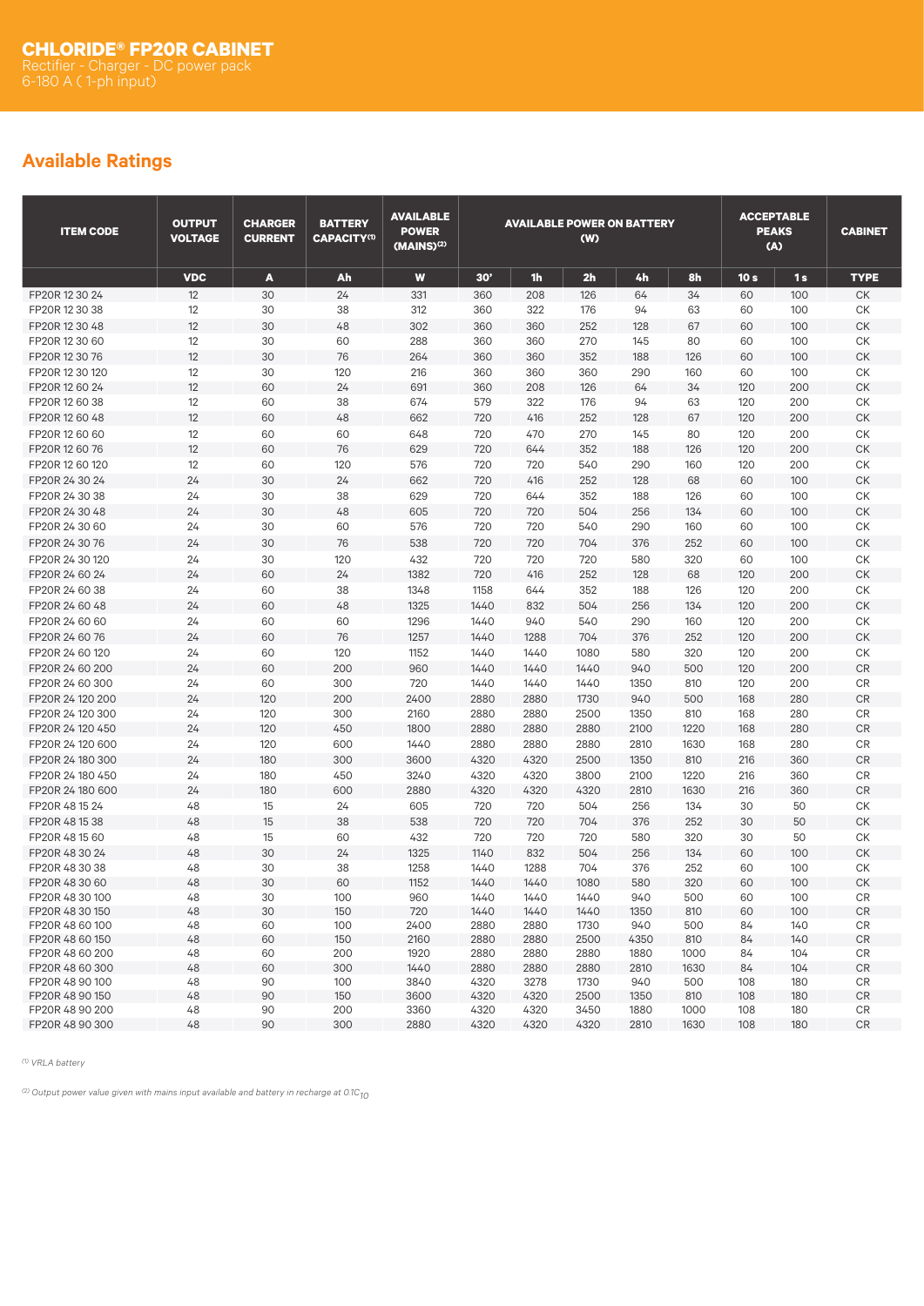# CHLORIDE® FP20R CABINET

Rectifier - Charger - DC power pack
6-180 A ( 1-ph input)

## Available Ratings

| ITEM CODE | OUTPUT VOLTAGE | CHARGER CURRENT | BATTERY CAPACITY[1] | AVAILABLE POWER (MAINS)[2] | AVAILABLE POWER ON BATTERY (W) | | | | | ACCEPTABLE PEAKS (A) | | CABINET |
|---|---|---|---|---|---|---|---|---|---|---|---|---|
| | VDC | A | Ah | W | 30' | 1h | 2h | 4h | 8h | 10 s | 1 s | TYPE |
| FP20R 12 30 24 | 12 | 30 | 24 | 331 | 360 | 208 | 126 | 64 | 34 | 60 | 100 | CK |
| FP20R 12 30 38 | 12 | 30 | 38 | 312 | 360 | 322 | 176 | 94 | 63 | 60 | 100 | CK |
| FP20R 12 30 48 | 12 | 30 | 48 | 302 | 360 | 360 | 252 | 128 | 67 | 60 | 100 | CK |
| FP20R 12 30 60 | 12 | 30 | 60 | 288 | 360 | 360 | 270 | 145 | 80 | 60 | 100 | CK |
| FP20R 12 30 76 | 12 | 30 | 76 | 264 | 360 | 360 | 352 | 188 | 126 | 60 | 100 | CK |
| FP20R 12 30 120 | 12 | 30 | 120 | 216 | 360 | 360 | 360 | 290 | 160 | 60 | 100 | CK |
| FP20R 12 60 24 | 12 | 60 | 24 | 691 | 360 | 208 | 126 | 64 | 34 | 120 | 200 | CK |
| FP20R 12 60 38 | 12 | 60 | 38 | 674 | 579 | 322 | 176 | 94 | 63 | 120 | 200 | CK |
| FP20R 12 60 48 | 12 | 60 | 48 | 662 | 720 | 416 | 252 | 128 | 67 | 120 | 200 | CK |
| FP20R 12 60 60 | 12 | 60 | 60 | 648 | 720 | 470 | 270 | 145 | 80 | 120 | 200 | CK |
| FP20R 12 60 76 | 12 | 60 | 76 | 629 | 720 | 644 | 352 | 188 | 126 | 120 | 200 | CK |
| FP20R 12 60 120 | 12 | 60 | 120 | 576 | 720 | 720 | 540 | 290 | 160 | 120 | 200 | CK |
| FP20R 24 30 24 | 24 | 30 | 24 | 662 | 720 | 416 | 252 | 128 | 68 | 60 | 100 | CK |
| FP20R 24 30 38 | 24 | 30 | 38 | 629 | 720 | 644 | 352 | 188 | 126 | 60 | 100 | CK |
| FP20R 24 30 48 | 24 | 30 | 48 | 605 | 720 | 720 | 504 | 256 | 134 | 60 | 100 | CK |
| FP20R 24 30 60 | 24 | 30 | 60 | 576 | 720 | 720 | 540 | 290 | 160 | 60 | 100 | CK |
| FP20R 24 30 76 | 24 | 30 | 76 | 538 | 720 | 720 | 704 | 376 | 252 | 60 | 100 | CK |
| FP20R 24 30 120 | 24 | 30 | 120 | 432 | 720 | 720 | 720 | 580 | 320 | 60 | 100 | CK |
| FP20R 24 60 24 | 24 | 60 | 24 | 1382 | 720 | 416 | 252 | 128 | 68 | 120 | 200 | CK |
| FP20R 24 60 38 | 24 | 60 | 38 | 1348 | 1158 | 644 | 352 | 188 | 126 | 120 | 200 | CK |
| FP20R 24 60 48 | 24 | 60 | 48 | 1325 | 1440 | 832 | 504 | 256 | 134 | 120 | 200 | CK |
| FP20R 24 60 60 | 24 | 60 | 60 | 1296 | 1440 | 940 | 540 | 290 | 160 | 120 | 200 | CK |
| FP20R 24 60 76 | 24 | 60 | 76 | 1257 | 1440 | 1288 | 704 | 376 | 252 | 120 | 200 | CK |
| FP20R 24 60 120 | 24 | 60 | 120 | 1152 | 1440 | 1440 | 1080 | 580 | 320 | 120 | 200 | CK |
| FP20R 24 60 200 | 24 | 60 | 200 | 960 | 1440 | 1440 | 1440 | 940 | 500 | 120 | 200 | CR |
| FP20R 24 60 300 | 24 | 60 | 300 | 720 | 1440 | 1440 | 1440 | 1350 | 810 | 120 | 200 | CR |
| FP20R 24 120 200 | 24 | 120 | 200 | 2400 | 2880 | 2880 | 1730 | 940 | 500 | 168 | 280 | CR |
| FP20R 24 120 300 | 24 | 120 | 300 | 2160 | 2880 | 2880 | 2500 | 1350 | 810 | 168 | 280 | CR |
| FP20R 24 120 450 | 24 | 120 | 450 | 1800 | 2880 | 2880 | 2880 | 2100 | 1220 | 168 | 280 | CR |
| FP20R 24 120 600 | 24 | 120 | 600 | 1440 | 2880 | 2880 | 2880 | 2810 | 1630 | 168 | 280 | CR |
| FP20R 24 180 300 | 24 | 180 | 300 | 3600 | 4320 | 4320 | 2500 | 1350 | 810 | 216 | 360 | CR |
| FP20R 24 180 450 | 24 | 180 | 450 | 3240 | 4320 | 4320 | 3800 | 2100 | 1220 | 216 | 360 | CR |
| FP20R 24 180 600 | 24 | 180 | 600 | 2880 | 4320 | 4320 | 4320 | 2810 | 1630 | 216 | 360 | CR |
| FP20R 48 15 24 | 48 | 15 | 24 | 605 | 720 | 720 | 504 | 256 | 134 | 30 | 50 | CK |
| FP20R 48 15 38 | 48 | 15 | 38 | 538 | 720 | 720 | 704 | 376 | 252 | 30 | 50 | CK |
| FP20R 48 15 60 | 48 | 15 | 60 | 432 | 720 | 720 | 720 | 580 | 320 | 30 | 50 | CK |
| FP20R 48 30 24 | 48 | 30 | 24 | 1325 | 1140 | 832 | 504 | 256 | 134 | 60 | 100 | CK |
| FP20R 48 30 38 | 48 | 30 | 38 | 1258 | 1440 | 1288 | 704 | 376 | 252 | 60 | 100 | CK |
| FP20R 48 30 60 | 48 | 30 | 60 | 1152 | 1440 | 1440 | 1080 | 580 | 320 | 60 | 100 | CK |
| FP20R 48 30 100 | 48 | 30 | 100 | 960 | 1440 | 1440 | 1440 | 940 | 500 | 60 | 100 | CR |
| FP20R 48 30 150 | 48 | 30 | 150 | 720 | 1440 | 1440 | 1440 | 1350 | 810 | 60 | 100 | CR |
| FP20R 48 60 100 | 48 | 60 | 100 | 2400 | 2880 | 2880 | 1730 | 940 | 500 | 84 | 140 | CR |
| FP20R 48 60 150 | 48 | 60 | 150 | 2160 | 2880 | 2880 | 2500 | 4350 | 810 | 84 | 140 | CR |
| FP20R 48 60 200 | 48 | 60 | 200 | 1920 | 2880 | 2880 | 2880 | 1880 | 1000 | 84 | 104 | CR |
| FP20R 48 60 300 | 48 | 60 | 300 | 1440 | 2880 | 2880 | 2880 | 2810 | 1630 | 84 | 104 | CR |
| FP20R 48 90 100 | 48 | 90 | 100 | 3840 | 4320 | 3278 | 1730 | 940 | 500 | 108 | 180 | CR |
| FP20R 48 90 150 | 48 | 90 | 150 | 3600 | 4320 | 4320 | 2500 | 1350 | 810 | 108 | 180 | CR |
| FP20R 48 90 200 | 48 | 90 | 200 | 3360 | 4320 | 4320 | 3450 | 1880 | 1000 | 108 | 180 | CR |
| FP20R 48 90 300 | 48 | 90 | 300 | 2880 | 4320 | 4320 | 4320 | 2810 | 1630 | 108 | 180 | CR |

*(1) VRLA battery*

*(2) Output power value given with mains input available and battery in recharge at 0.1$C_{10}$*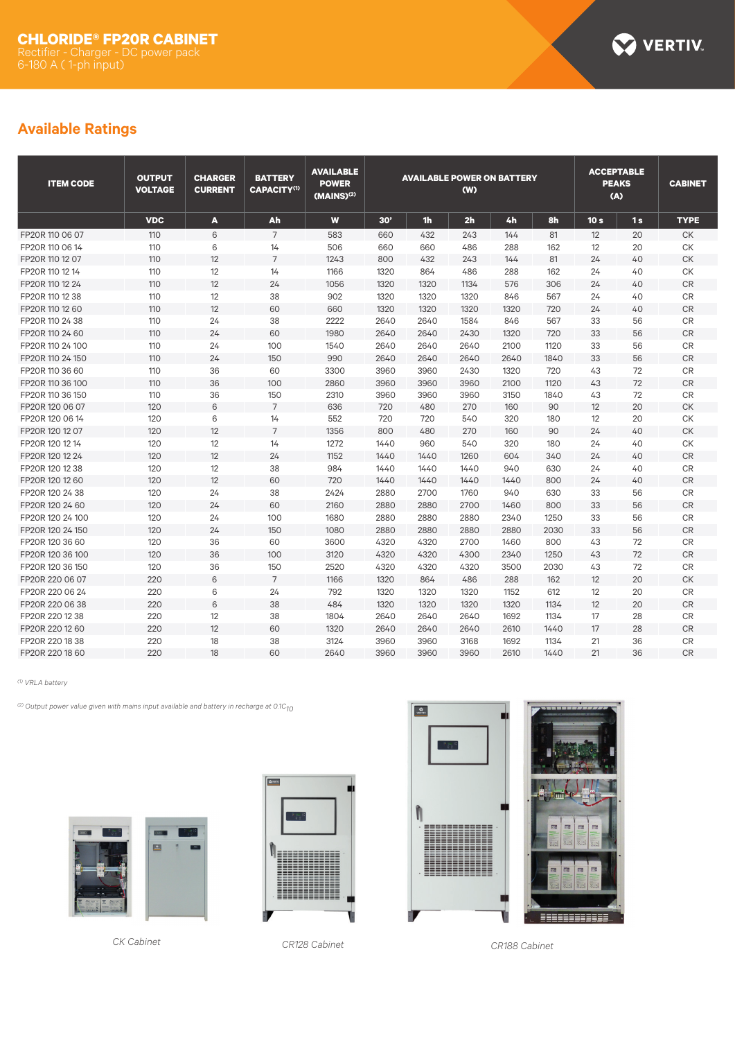# CHLORIDE® FP20R CABINET

Rectifier - Charger - DC power pack
6-180 A ( 1-ph input)

## Available Ratings

| ITEM CODE | OUTPUT VOLTAGE | CHARGER CURRENT | BATTERY CAPACITY[1] | AVAILABLE POWER (MAINS)[2] | AVAILABLE POWER ON BATTERY (W) | | | | | ACCEPTABLE PEAKS (A) | | CABINET |
|---|---|---|---|---|---|---|---|---|---|---|---|---|
| | VDC | A | Ah | W | 30' | 1h | 2h | 4h | 8h | 10 s | 1 s | TYPE |
| FP20R 110 06 07 | 110 | 6 | 7 | 583 | 660 | 432 | 243 | 144 | 81 | 12 | 20 | CK |
| FP20R 110 06 14 | 110 | 6 | 14 | 506 | 660 | 660 | 486 | 288 | 162 | 12 | 20 | CK |
| FP20R 110 12 07 | 110 | 12 | 7 | 1243 | 800 | 432 | 243 | 144 | 81 | 24 | 40 | CK |
| FP20R 110 12 14 | 110 | 12 | 14 | 1166 | 1320 | 864 | 486 | 288 | 162 | 24 | 40 | CK |
| FP20R 110 12 24 | 110 | 12 | 24 | 1056 | 1320 | 1320 | 1134 | 576 | 306 | 24 | 40 | CR |
| FP20R 110 12 38 | 110 | 12 | 38 | 902 | 1320 | 1320 | 1320 | 846 | 567 | 24 | 40 | CR |
| FP20R 110 12 60 | 110 | 12 | 60 | 660 | 1320 | 1320 | 1320 | 1320 | 720 | 24 | 40 | CR |
| FP20R 110 24 38 | 110 | 24 | 38 | 2222 | 2640 | 2640 | 1584 | 846 | 567 | 33 | 56 | CR |
| FP20R 110 24 60 | 110 | 24 | 60 | 1980 | 2640 | 2640 | 2430 | 1320 | 720 | 33 | 56 | CR |
| FP20R 110 24 100 | 110 | 24 | 100 | 1540 | 2640 | 2640 | 2640 | 2100 | 1120 | 33 | 56 | CR |
| FP20R 110 24 150 | 110 | 24 | 150 | 990 | 2640 | 2640 | 2640 | 2640 | 1840 | 33 | 56 | CR |
| FP20R 110 36 60 | 110 | 36 | 60 | 3300 | 3960 | 3960 | 2430 | 1320 | 720 | 43 | 72 | CR |
| FP20R 110 36 100 | 110 | 36 | 100 | 2860 | 3960 | 3960 | 3960 | 2100 | 1120 | 43 | 72 | CR |
| FP20R 110 36 150 | 110 | 36 | 150 | 2310 | 3960 | 3960 | 3960 | 3150 | 1840 | 43 | 72 | CR |
| FP20R 120 06 07 | 120 | 6 | 7 | 636 | 720 | 480 | 270 | 160 | 90 | 12 | 20 | CK |
| FP20R 120 06 14 | 120 | 6 | 14 | 552 | 720 | 720 | 540 | 320 | 180 | 12 | 20 | CK |
| FP20R 120 12 07 | 120 | 12 | 7 | 1356 | 800 | 480 | 270 | 160 | 90 | 24 | 40 | CK |
| FP20R 120 12 14 | 120 | 12 | 14 | 1272 | 1440 | 960 | 540 | 320 | 180 | 24 | 40 | CK |
| FP20R 120 12 24 | 120 | 12 | 24 | 1152 | 1440 | 1440 | 1260 | 604 | 340 | 24 | 40 | CR |
| FP20R 120 12 38 | 120 | 12 | 38 | 984 | 1440 | 1440 | 1440 | 940 | 630 | 24 | 40 | CR |
| FP20R 120 12 60 | 120 | 12 | 60 | 720 | 1440 | 1440 | 1440 | 1440 | 800 | 24 | 40 | CR |
| FP20R 120 24 38 | 120 | 24 | 38 | 2424 | 2880 | 2700 | 1760 | 940 | 630 | 33 | 56 | CR |
| FP20R 120 24 60 | 120 | 24 | 60 | 2160 | 2880 | 2880 | 2700 | 1460 | 800 | 33 | 56 | CR |
| FP20R 120 24 100 | 120 | 24 | 100 | 1680 | 2880 | 2880 | 2880 | 2340 | 1250 | 33 | 56 | CR |
| FP20R 120 24 150 | 120 | 24 | 150 | 1080 | 2880 | 2880 | 2880 | 2880 | 2030 | 33 | 56 | CR |
| FP20R 120 36 60 | 120 | 36 | 60 | 3600 | 4320 | 4320 | 2700 | 1460 | 800 | 43 | 72 | CR |
| FP20R 120 36 100 | 120 | 36 | 100 | 3120 | 4320 | 4320 | 4300 | 2340 | 1250 | 43 | 72 | CR |
| FP20R 120 36 150 | 120 | 36 | 150 | 2520 | 4320 | 4320 | 4320 | 3500 | 2030 | 43 | 72 | CR |
| FP20R 220 06 07 | 220 | 6 | 7 | 1166 | 1320 | 864 | 486 | 288 | 162 | 12 | 20 | CK |
| FP20R 220 06 24 | 220 | 6 | 24 | 792 | 1320 | 1320 | 1320 | 1152 | 612 | 12 | 20 | CR |
| FP20R 220 06 38 | 220 | 6 | 38 | 484 | 1320 | 1320 | 1320 | 1320 | 1134 | 12 | 20 | CR |
| FP20R 220 12 38 | 220 | 12 | 38 | 1804 | 2640 | 2640 | 2640 | 1692 | 1134 | 17 | 28 | CR |
| FP20R 220 12 60 | 220 | 12 | 60 | 1320 | 2640 | 2640 | 2640 | 2610 | 1440 | 17 | 28 | CR |
| FP20R 220 18 38 | 220 | 18 | 38 | 3124 | 3960 | 3960 | 3168 | 1692 | 1134 | 21 | 36 | CR |
| FP20R 220 18 60 | 220 | 18 | 60 | 2640 | 3960 | 3960 | 3960 | 2610 | 1440 | 21 | 36 | CR |

*[1] VRLA battery*

*[2] Output power value given with mains input available and battery in recharge at $0.1C_{10}$*

CK Cabinet

CR128 Cabinet

CR188 Cabinet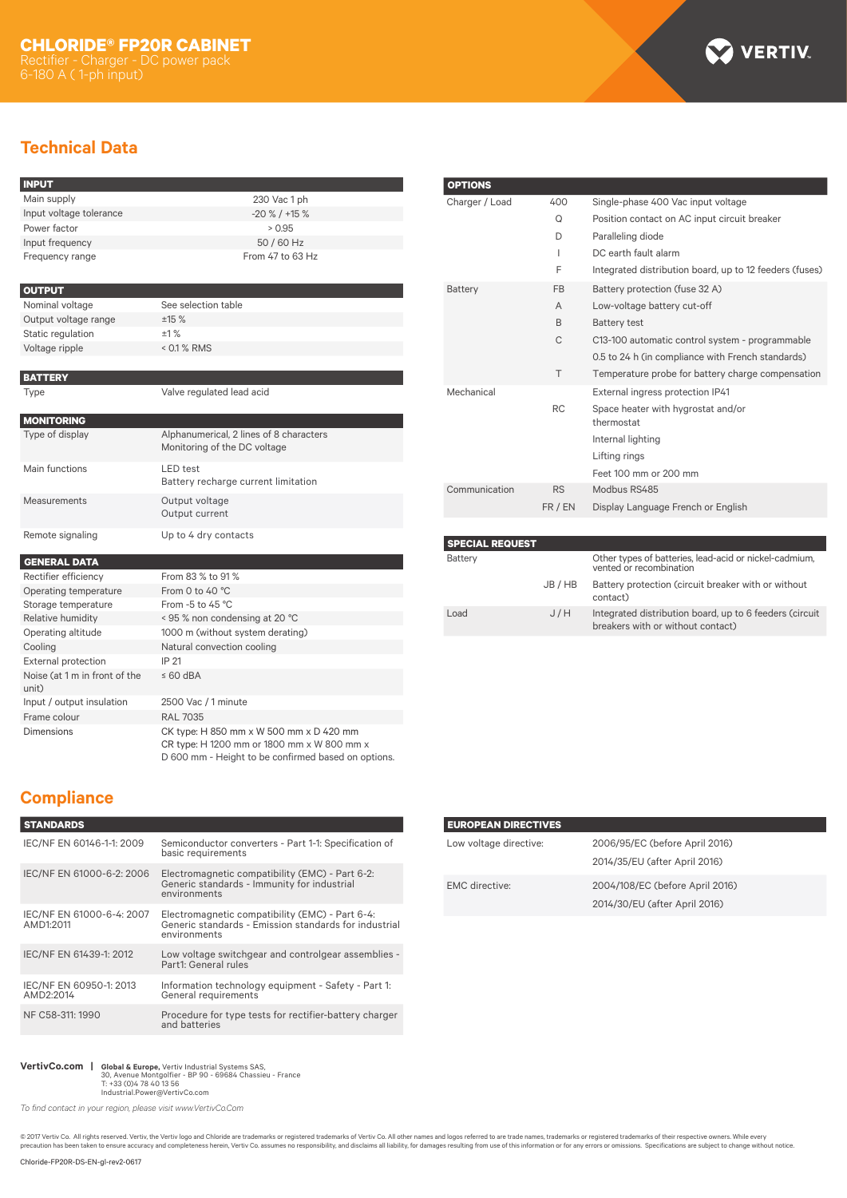# CHLORIDE® FP20R CABINET

Rectifier - Charger - DC power pack
6-180 A ( 1-ph input)

## Technical Data

| INPUT | |
|---|---|
| Main supply | 230 Vac 1 ph |
| Input voltage tolerance | -20 % / +15 % |
| Power factor | > 0.95 |
| Input frequency | 50 / 60 Hz |
| Frequency range | From 47 to 63 Hz |

| OUTPUT | |
|---|---|
| Nominal voltage | See selection table |
| Output voltage range | ±15 % |
| Static regulation | ±1 % |
| Voltage ripple | < 0.1 % RMS |

| BATTERY | |
|---|---|
| Type | Valve regulated lead acid |

| MONITORING | |
|---|---|
| Type of display | Alphanumerical, 2 lines of 8 characters<br>Monitoring of the DC voltage |
| Main functions | LED test<br>Battery recharge current limitation |
| Measurements | Output voltage<br>Output current |
| Remote signaling | Up to 4 dry contacts |

| GENERAL DATA | |
|---|---|
| Rectifier efficiency | From 83 % to 91 % |
| Operating temperature | From 0 to 40 °C |
| Storage temperature | From -5 to 45 °C |
| Relative humidity | < 95 % non condensing at 20 °C |
| Operating altitude | 1000 m (without system derating) |
| Cooling | Natural convection cooling |
| External protection | IP 21 |
| Noise (at 1 m in front of the unit) | ≤ 60 dBA |
| Input / output insulation | 2500 Vac / 1 minute |
| Frame colour | RAL 7035 |
| Dimensions | CK type: H 850 mm x W 500 mm x D 420 mm<br>CR type: H 1200 mm or 1800 mm x W 800 mm x D 600 mm - Height to be confirmed based on options. |

| OPTIONS | | |
|---|---|---|
| Charger / Load | 400 | Single-phase 400 Vac input voltage |
| | Q | Position contact on AC input circuit breaker |
| | D | Paralleling diode |
| | I | DC earth fault alarm |
| | F | Integrated distribution board, up to 12 feeders (fuses) |
| Battery | FB | Battery protection (fuse 32 A) |
| | A | Low-voltage battery cut-off |
| | B | Battery test |
| | C | C13-100 automatic control system - programmable 0.5 to 24 h (in compliance with French standards) |
| | T | Temperature probe for battery charge compensation |
| Mechanical | | External ingress protection IP41 |
| | RC | Space heater with hygrostat and/or thermostat |
| | | Internal lighting |
| | | Lifting rings |
| | | Feet 100 mm or 200 mm |
| Communication | RS | Modbus RS485 |
| | FR / EN | Display Language French or English |

| SPECIAL REQUEST | | |
|---|---|---|
| Battery | | Other types of batteries, lead-acid or nickel-cadmium, vented or recombination |
| | JB / HB | Battery protection (circuit breaker with or without contact) |
| Load | J / H | Integrated distribution board, up to 6 feeders (circuit breakers with or without contact) |

## Compliance

| STANDARDS | |
|---|---|
| IEC/NF EN 60146-1-1: 2009 | Semiconductor converters - Part 1-1: Specification of basic requirements |
| IEC/NF EN 61000-6-2: 2006 | Electromagnetic compatibility (EMC) - Part 6-2: Generic standards - Immunity for industrial environments |
| IEC/NF EN 61000-6-4: 2007 AMD1:2011 | Electromagnetic compatibility (EMC) - Part 6-4: Generic standards - Emission standards for industrial environments |
| IEC/NF EN 61439-1: 2012 | Low voltage switchgear and controlgear assemblies - Part1: General rules |
| IEC/NF EN 60950-1: 2013 AMD2:2014 | Information technology equipment - Safety - Part 1: General requirements |
| NF C58-311: 1990 | Procedure for type tests for rectifier-battery charger and batteries |

| EUROPEAN DIRECTIVES | |
|---|---|
| Low voltage directive: | 2006/95/EC (before April 2016)<br>2014/35/EU (after April 2016) |
| EMC directive: | 2004/108/EC (before April 2016)<br>2014/30/EU (after April 2016) |

**VertivCo.com** | **Global & Europe,** Vertiv Industrial Systems SAS,
30, Avenue Montgolfier - BP 90 - 69684 Chassieu - France
T: +33 (0)4 78 40 13 56
Industrial.Power@VertivCo.com

*To find contact in your region, please visit www.VertivCo.com*

© 2017 Vertiv Co. All rights reserved. Vertiv, the Vertiv logo and Chloride are trademarks or registered trademarks of Vertiv Co. All other names and logos referred to are trade names, trademarks or registered trademarks of their respective owners. While every precaution has been taken to ensure accuracy and completeness herein, Vertiv Co. assumes no responsibility, and disclaims all liability, for damages resulting from use of this information or for any errors or omissions. Specifications are subject to change without notice.

Chloride-FP20R-DS-EN-gl-rev2-0617